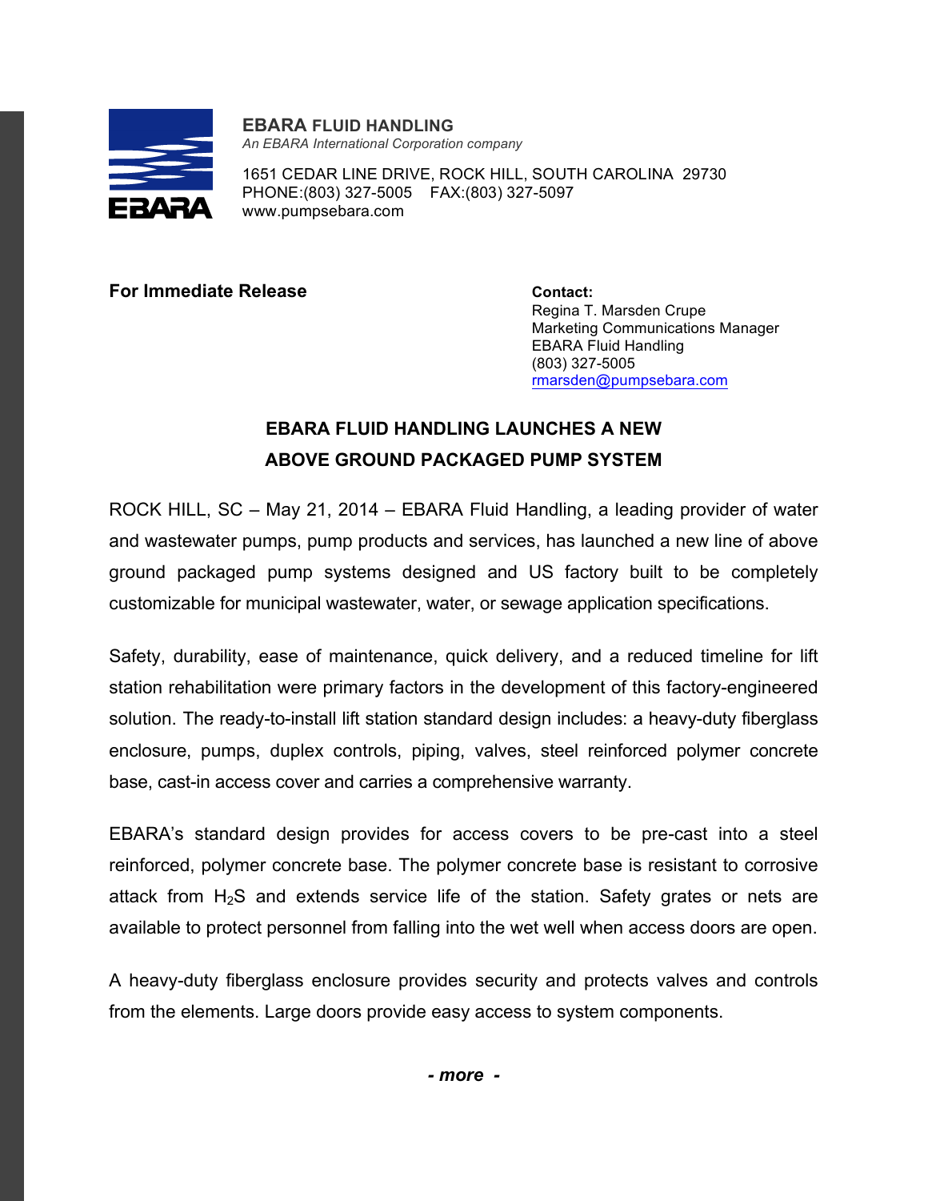**EBARA FLUID HANDLING**
*An EBARA International Corporation company*

1651 CEDAR LINE DRIVE, ROCK HILL, SOUTH CAROLINA 29730
PHONE:(803) 327-5005 FAX:(803) 327-5097
www.pumpsebara.com

**For Immediate Release**

**Contact:**
Regina T. Marsden Crupe
Marketing Communications Manager
EBARA Fluid Handling
(803) 327-5005
rmarsden@pumpsebara.com

## EBARA FLUID HANDLING LAUNCHES A NEW ABOVE GROUND PACKAGED PUMP SYSTEM

ROCK HILL, SC – May 21, 2014 – EBARA Fluid Handling, a leading provider of water and wastewater pumps, pump products and services, has launched a new line of above ground packaged pump systems designed and US factory built to be completely customizable for municipal wastewater, water, or sewage application specifications.

Safety, durability, ease of maintenance, quick delivery, and a reduced timeline for lift station rehabilitation were primary factors in the development of this factory-engineered solution. The ready-to-install lift station standard design includes: a heavy-duty fiberglass enclosure, pumps, duplex controls, piping, valves, steel reinforced polymer concrete base, cast-in access cover and carries a comprehensive warranty.

EBARA's standard design provides for access covers to be pre-cast into a steel reinforced, polymer concrete base. The polymer concrete base is resistant to corrosive attack from $H_2S$ and extends service life of the station. Safety grates or nets are available to protect personnel from falling into the wet well when access doors are open.

A heavy-duty fiberglass enclosure provides security and protects valves and controls from the elements. Large doors provide easy access to system components.

***- more -***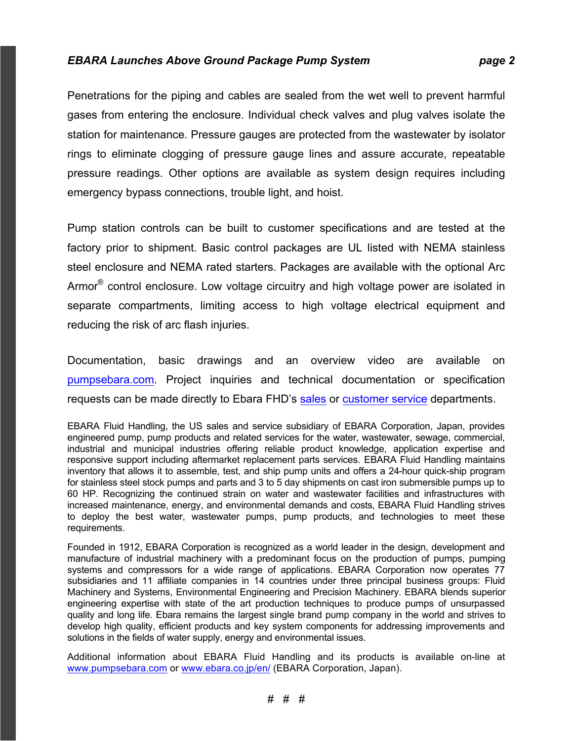Penetrations for the piping and cables are sealed from the wet well to prevent harmful gases from entering the enclosure. Individual check valves and plug valves isolate the station for maintenance. Pressure gauges are protected from the wastewater by isolator rings to eliminate clogging of pressure gauge lines and assure accurate, repeatable pressure readings. Other options are available as system design requires including emergency bypass connections, trouble light, and hoist.

Pump station controls can be built to customer specifications and are tested at the factory prior to shipment. Basic control packages are UL listed with NEMA stainless steel enclosure and NEMA rated starters. Packages are available with the optional Arc Armor® control enclosure. Low voltage circuitry and high voltage power are isolated in separate compartments, limiting access to high voltage electrical equipment and reducing the risk of arc flash injuries.

Documentation, basic drawings and an overview video are available on pumpsebara.com. Project inquiries and technical documentation or specification requests can be made directly to Ebara FHD's sales or customer service departments.

EBARA Fluid Handling, the US sales and service subsidiary of EBARA Corporation, Japan, provides engineered pump, pump products and related services for the water, wastewater, sewage, commercial, industrial and municipal industries offering reliable product knowledge, application expertise and responsive support including aftermarket replacement parts services. EBARA Fluid Handling maintains inventory that allows it to assemble, test, and ship pump units and offers a 24-hour quick-ship program for stainless steel stock pumps and parts and 3 to 5 day shipments on cast iron submersible pumps up to 60 HP. Recognizing the continued strain on water and wastewater facilities and infrastructures with increased maintenance, energy, and environmental demands and costs, EBARA Fluid Handling strives to deploy the best water, wastewater pumps, pump products, and technologies to meet these requirements.

Founded in 1912, EBARA Corporation is recognized as a world leader in the design, development and manufacture of industrial machinery with a predominant focus on the production of pumps, pumping systems and compressors for a wide range of applications. EBARA Corporation now operates 77 subsidiaries and 11 affiliate companies in 14 countries under three principal business groups: Fluid Machinery and Systems, Environmental Engineering and Precision Machinery. EBARA blends superior engineering expertise with state of the art production techniques to produce pumps of unsurpassed quality and long life. Ebara remains the largest single brand pump company in the world and strives to develop high quality, efficient products and key system components for addressing improvements and solutions in the fields of water supply, energy and environmental issues.

Additional information about EBARA Fluid Handling and its products is available on-line at www.pumpsebara.com or www.ebara.co.jp/en/ (EBARA Corporation, Japan).

# # #